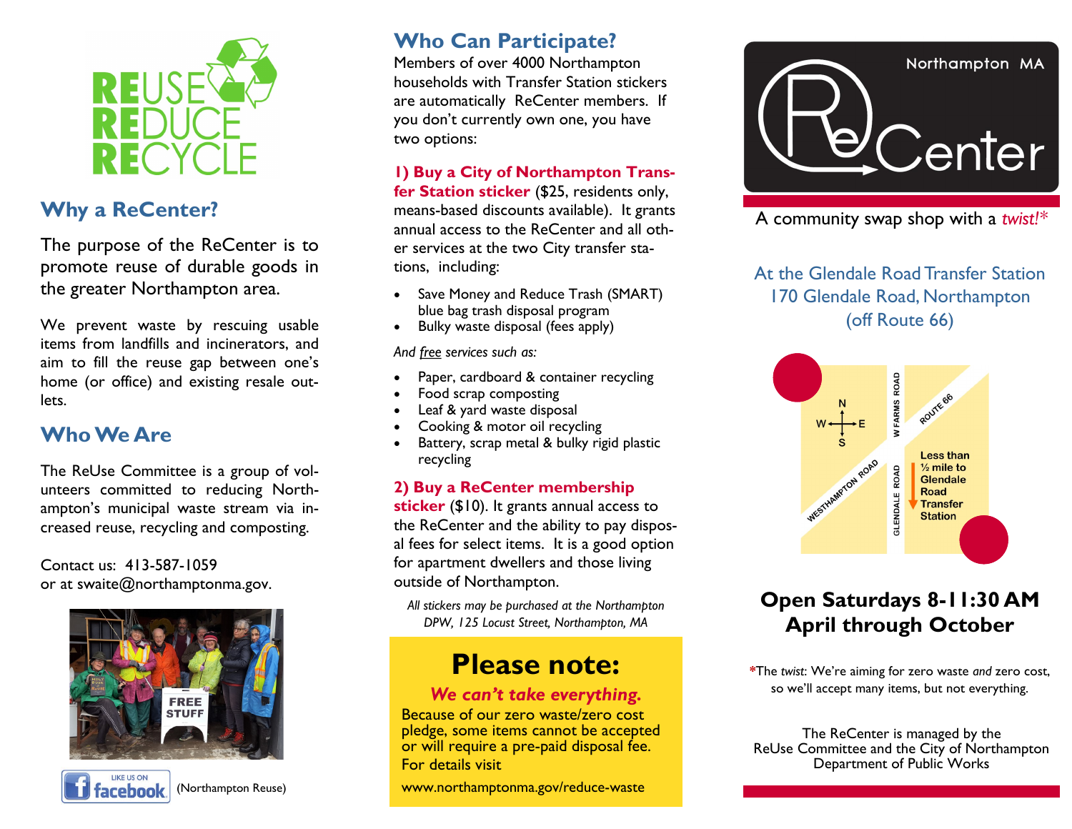REUSE
REDUCE
RECYCLE

## Why a ReCenter?

The purpose of the ReCenter is to promote reuse of durable goods in the greater Northampton area.

We prevent waste by rescuing usable items from landfills and incinerators, and aim to fill the reuse gap between one's home (or office) and existing resale outlets.

## Who We Are

The ReUse Committee is a group of volunteers committed to reducing Northampton's municipal waste stream via increased reuse, recycling and composting.

Contact us: 413-587-1059
or at swaite@northamptonma.gov.

LIKE US ON facebook (Northampton Reuse)

## Who Can Participate?

Members of over 4000 Northampton households with Transfer Station stickers are automatically ReCenter members. If you don't currently own one, you have two options:

**1) Buy a City of Northampton Transfer Station sticker** ($25, residents only, means-based discounts available). It grants annual access to the ReCenter and all other services at the two City transfer stations, including:

- Save Money and Reduce Trash (SMART) blue bag trash disposal program
- Bulky waste disposal (fees apply)

*And free services such as:*

- Paper, cardboard & container recycling
- Food scrap composting
- Leaf & yard waste disposal
- Cooking & motor oil recycling
- Battery, scrap metal & bulky rigid plastic recycling

**2) Buy a ReCenter membership sticker** ($10). It grants annual access to the ReCenter and the ability to pay disposal fees for select items. It is a good option for apartment dwellers and those living outside of Northampton.

*All stickers may be purchased at the Northampton DPW, 125 Locust Street, Northampton, MA*

# Please note:

***We can't take everything.***

Because of our zero waste/zero cost pledge, some items cannot be accepted or will require a pre-paid disposal fee. For details visit

www.northamptonma.gov/reduce-waste

Northampton MA

# ReCenter

A community swap shop with a *twist!**

At the Glendale Road Transfer Station
170 Glendale Road, Northampton
(off Route 66)

N, S, E, W — W FARMS ROAD — ROUTE 66 — WESTHAMPTON ROAD — GLENDALE ROAD — Less than ½ mile to Glendale Road Transfer Station

## Open Saturdays 8-11:30 AM
## April through October

*The *twist*: We're aiming for zero waste *and* zero cost, so we'll accept many items, but not everything.

The ReCenter is managed by the ReUse Committee and the City of Northampton Department of Public Works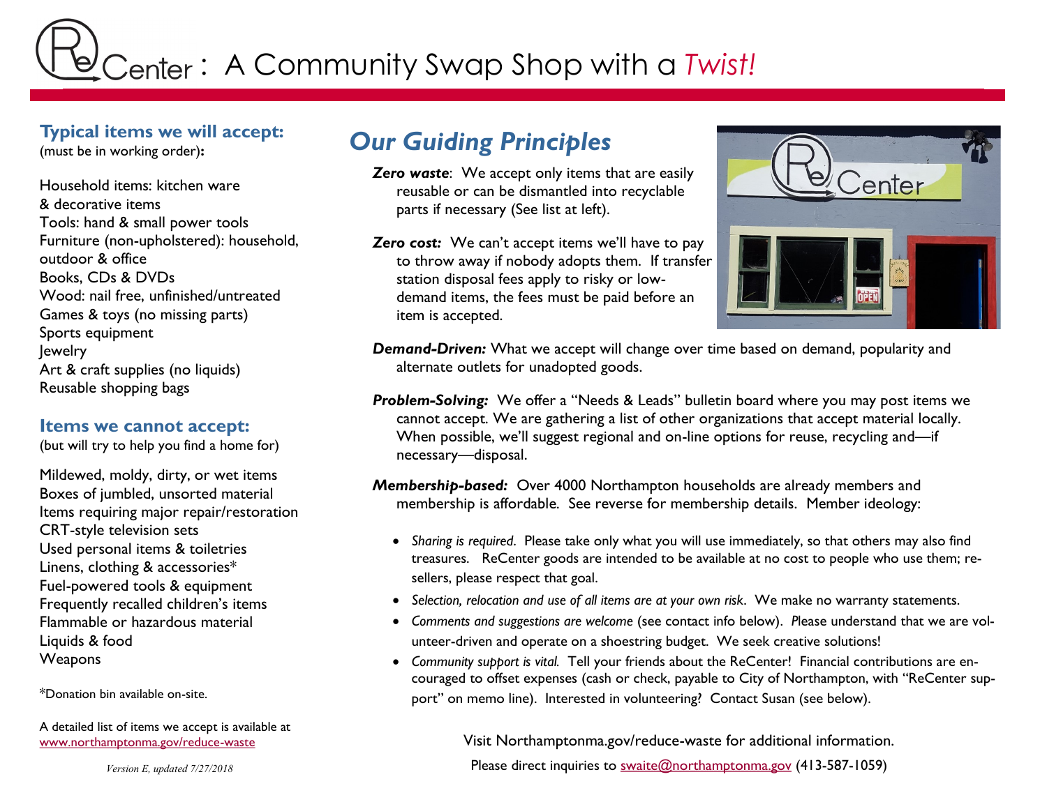# ReCenter : A Community Swap Shop with a *Twist!*

### Typical items we will accept:

(must be in working order)**:**

Household items: kitchen ware & decorative items
Tools: hand & small power tools
Furniture (non-upholstered): household, outdoor & office
Books, CDs & DVDs
Wood: nail free, unfinished/untreated
Games & toys (no missing parts)
Sports equipment
Jewelry
Art & craft supplies (no liquids)
Reusable shopping bags

### Items we cannot accept:

(but will try to help you find a home for)

Mildewed, moldy, dirty, or wet items
Boxes of jumbled, unsorted material
Items requiring major repair/restoration
CRT-style television sets
Used personal items & toiletries
Linens, clothing & accessories*
Fuel-powered tools & equipment
Frequently recalled children's items
Flammable or hazardous material
Liquids & food
Weapons

*Donation bin available on-site.

A detailed list of items we accept is available at www.northamptonma.gov/reduce-waste

*Version E, updated 7/27/2018*

## *Our Guiding Principles*

***Zero waste***: We accept only items that are easily reusable or can be dismantled into recyclable parts if necessary (See list at left).

***Zero cost:*** We can't accept items we'll have to pay to throw away if nobody adopts them. If transfer station disposal fees apply to risky or low-demand items, the fees must be paid before an item is accepted.

***Demand-Driven:*** What we accept will change over time based on demand, popularity and alternate outlets for unadopted goods.

***Problem-Solving:*** We offer a "Needs & Leads" bulletin board where you may post items we cannot accept. We are gathering a list of other organizations that accept material locally. When possible, we'll suggest regional and on-line options for reuse, recycling and—if necessary—disposal.

***Membership-based:*** Over 4000 Northampton households are already members and membership is affordable. See reverse for membership details. Member ideology:

- *Sharing is required*. Please take only what you will use immediately, so that others may also find treasures. ReCenter goods are intended to be available at no cost to people who use them; re-sellers, please respect that goal.
- *Selection, relocation and use of all items are at your own risk*. We make no warranty statements.
- *Comments and suggestions are welcome* (see contact info below). Please understand that we are volunteer-driven and operate on a shoestring budget. We seek creative solutions!
- *Community support is vital.* Tell your friends about the ReCenter! Financial contributions are encouraged to offset expenses (cash or check, payable to City of Northampton, with "ReCenter support" on memo line). Interested in volunteering? Contact Susan (see below).

Visit Northamptonma.gov/reduce-waste for additional information.

Please direct inquiries to swaite@northamptonma.gov (413-587-1059)